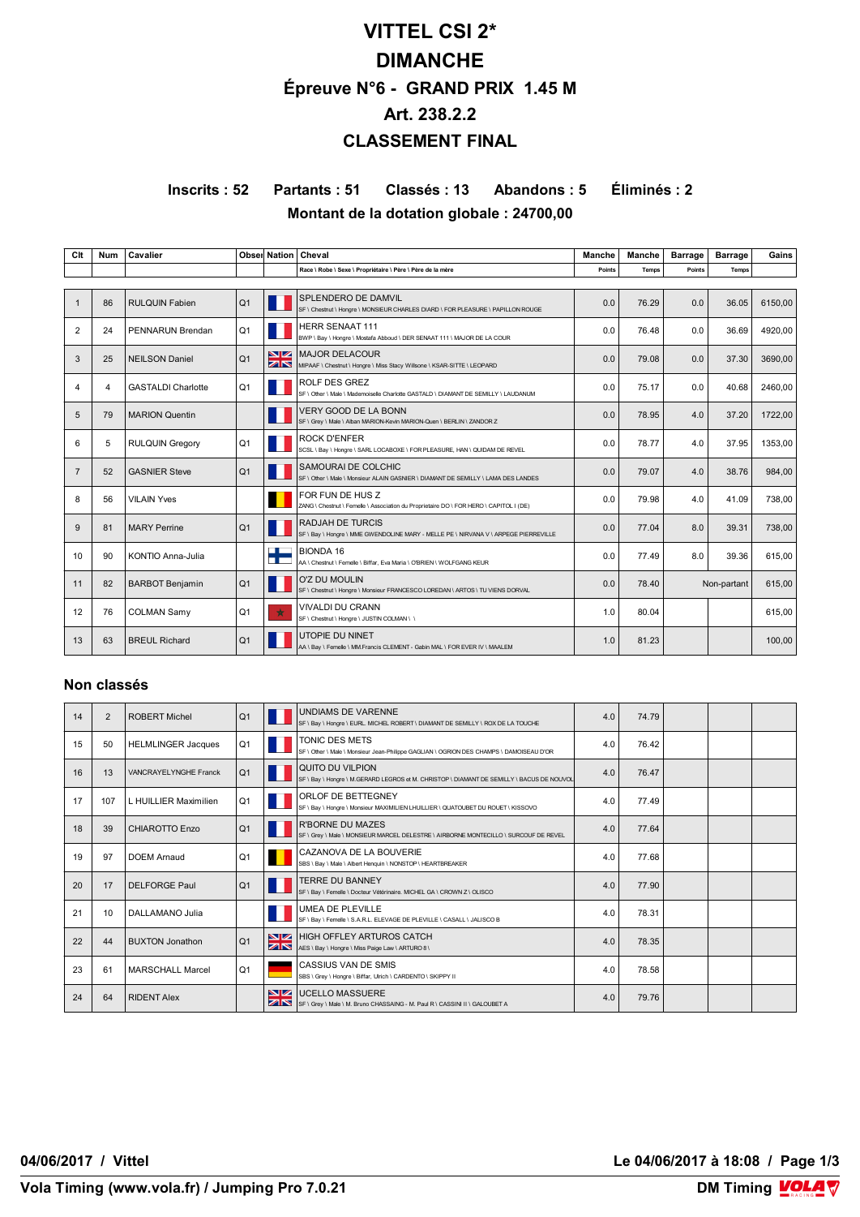# VITTEL CSI 2*

# DIMANCHE

## Épreuve N°6 - GRAND PRIX 1.45 M

## Art. 238.2.2

## CLASSEMENT FINAL

**Inscrits : 52 Partants : 51 Classés : 13 Abandons : 5 Éliminés : 2**

**Montant de la dotation globale : 24700,00**

| Clt | Num | Cavalier | Obser | Nation | Cheval<br>Race \ Robe \ Sexe \ Propriétaire \ Père \ Père de la mère | Manche<br>Points | Manche<br>Temps | Barrage<br>Points | Barrage<br>Temps | Gains |
|---|---|---|---|---|---|---|---|---|---|---|
| 1 | 86 | RULQUIN Fabien | Q1 | | SPLENDERO DE DAMVIL<br>SF \ Chestnut \ Hongre \ MONSIEUR CHARLES DIARD \ FOR PLEASURE \ PAPILLON ROUGE | 0.0 | 76.29 | 0.0 | 36.05 | 6150,00 |
| 2 | 24 | PENNARUN Brendan | Q1 | | HERR SENAAT 111<br>BWP \ Bay \ Hongre \ Mostafa Abboud \ DER SENAAT 111 \ MAJOR DE LA COUR | 0.0 | 76.48 | 0.0 | 36.69 | 4920,00 |
| 3 | 25 | NEILSON Daniel | Q1 | | MAJOR DELACOUR<br>MIPAAF \ Chestnut \ Hongre \ Miss Stacy Willsone \ KSAR-SITTE \ LEOPARD | 0.0 | 79.08 | 0.0 | 37.30 | 3690,00 |
| 4 | 4 | GASTALDI Charlotte | Q1 | | ROLF DES GREZ<br>SF \ Other \ Male \ Mademoiselle Charlotte GASTALDI \ DIAMANT DE SEMILLY \ LAUDANUM | 0.0 | 75.17 | 0.0 | 40.68 | 2460,00 |
| 5 | 79 | MARION Quentin | | | VERY GOOD DE LA BONN<br>SF \ Grey \ Male \ Alban MARION-Kevin MARION-Quen \ BERLIN \ ZANDOR Z | 0.0 | 78.95 | 4.0 | 37.20 | 1722,00 |
| 6 | 5 | RULQUIN Gregory | Q1 | | ROCK D'ENFER<br>SCSL \ Bay \ Hongre \ SARL LOCABOXE \ FOR PLEASURE, HAN \ QUIDAM DE REVEL | 0.0 | 78.77 | 4.0 | 37.95 | 1353,00 |
| 7 | 52 | GASNIER Steve | Q1 | | SAMOURAI DE COLCHIC<br>SF \ Other \ Male \ Monsieur ALAIN GASNIER \ DIAMANT DE SEMILLY \ LAMA DES LANDES | 0.0 | 79.07 | 4.0 | 38.76 | 984,00 |
| 8 | 56 | VILAIN Yves | | | FOR FUN DE HUS Z<br>ZANG \ Chestnut \ Femelle \ Association du Proprietaire DO \ FOR HERO \ CAPITOL I (DE) | 0.0 | 79.98 | 4.0 | 41.09 | 738,00 |
| 9 | 81 | MARY Perrine | Q1 | | RADJAH DE TURCIS<br>SF \ Bay \ Hongre \ MME GWENDOLINE MARY - MELLE PE \ NIRVANA V \ ARPEGE PIERREVILLE | 0.0 | 77.04 | 8.0 | 39.31 | 738,00 |
| 10 | 90 | KONTIO Anna-Julia | | | BIONDA 16<br>AA \ Chestnut \ Femelle \ Biffar, Eva Maria \ O'BRIEN \ WOLFGANG KEUR | 0.0 | 77.49 | 8.0 | 39.36 | 615,00 |
| 11 | 82 | BARBOT Benjamin | Q1 | | O'Z DU MOULIN<br>SF \ Chestnut \ Hongre \ Monsieur FRANCESCO LOREDAN \ ARTOS \ TU VIENS DORVAL | 0.0 | 78.40 | Non-partant | | 615,00 |
| 12 | 76 | COLMAN Samy | Q1 | | VIVALDI DU CRANN<br>SF \ Chestnut \ Hongre \ JUSTIN COLMAN \ \ | 1.0 | 80.04 | | | 615,00 |
| 13 | 63 | BREUL Richard | Q1 | | UTOPIE DU NINET<br>AA \ Bay \ Femelle \ MM.Francis CLEMENT - Gabin MAL \ FOR EVER IV \ MAALEM | 1.0 | 81.23 | | | 100,00 |

### Non classés

| Clt | Num | Cavalier | Obser | Nation | Cheval | Manche Points | Manche Temps | Barrage Points | Barrage Temps | Gains |
|---|---|---|---|---|---|---|---|---|---|---|
| 14 | 2 | ROBERT Michel | Q1 | | UNDIAMS DE VARENNE<br>SF \ Bay \ Hongre \ EURL MICHEL ROBERT \ DIAMANT DE SEMILLY \ ROX DE LA TOUCHE | 4.0 | 74.79 | | | |
| 15 | 50 | HELMLINGER Jacques | Q1 | | TONIC DES METS<br>SF \ Other \ Male \ Monsieur Jean-Philippe GAGLIAN \ OGRION DES CHAMPS \ DAMOISEAU D'OR | 4.0 | 76.42 | | | |
| 16 | 13 | VANCRAYELYNGHE Franck | Q1 | | QUITO DU VILPION<br>SF \ Bay \ Hongre \ M.GERARD LEGROS et M. CHRISTOP \ DIAMANT DE SEMILLY \ BACUS DE NOUVOL | 4.0 | 76.47 | | | |
| 17 | 107 | L HUILLIER Maximilien | Q1 | | ORLOF DE BETTEGNEY<br>SF \ Bay \ Hongre \ Monsieur MAXIMILIEN LHUILLIER \ QUATOUBET DU ROUET \ KISSOVO | 4.0 | 77.49 | | | |
| 18 | 39 | CHIAROTTO Enzo | Q1 | | R'BORNE DU MAZES<br>SF \ Grey \ Male \ MONSIEUR MARCEL DELESTRE \ AIRBORNE MONTECILLO \ SURCOUF DE REVEL | 4.0 | 77.64 | | | |
| 19 | 97 | DOEM Arnaud | Q1 | | CAZANOVA DE LA BOUVERIE<br>SBS \ Bay \ Male \ Albert Henquin \ NONSTOP \ HEARTBREAKER | 4.0 | 77.68 | | | |
| 20 | 17 | DELFORGE Paul | Q1 | | TERRE DU BANNEY<br>SF \ Bay \ Femelle \ Docteur Vétérinaire. MICHEL GA \ CROWN Z \ OLISCO | 4.0 | 77.90 | | | |
| 21 | 10 | DALLAMANO Julia | | | UMEA DE PLEVILLE<br>SF \ Bay \ Femelle \ S.A.R.L. ELEVAGE DE PLEVILLE \ CASALL \ JALISCO B | 4.0 | 78.31 | | | |
| 22 | 44 | BUXTON Jonathon | Q1 | | HIGH OFFLEY ARTUROS CATCH<br>AES \ Bay \ Hongre \ Miss Paige Law \ ARTURO 8 \ | 4.0 | 78.35 | | | |
| 23 | 61 | MARSCHALL Marcel | Q1 | | CASSIUS VAN DE SMIS<br>SBS \ Grey \ Hongre \ Biffar, Ulrich \ CARDENTO \ SKIPPY II | 4.0 | 78.58 | | | |
| 24 | 64 | RIDENT Alex | | | UCELLO MASSUERE<br>SF \ Grey \ Male \ M. Bruno CHASSAING - M. Paul R \ CASSINI II \ GALOUBET A | 4.0 | 79.76 | | | |

04/06/2017 / Vittel — Le 04/06/2017 à 18:08

Vola Timing (www.vola.fr) / Jumping Pro 7.0.21 — DM Timing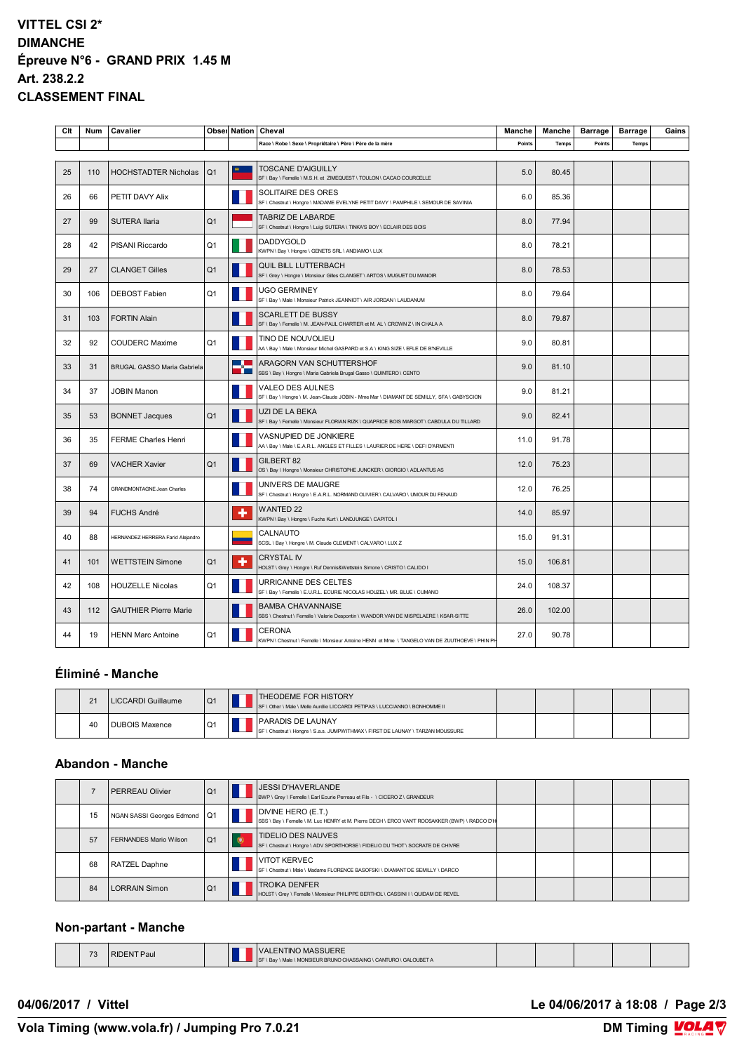# VITTEL CSI 2*
# DIMANCHE
# Épreuve N°6 - GRAND PRIX 1.45 M
# Art. 238.2.2
# CLASSEMENT FINAL

| Clt | Num | Cavalier | Obser | Nation | Cheval | Manche | Manche | Barrage | Barrage | Gains |
|---|---|---|---|---|---|---|---|---|---|---|
| | | | | | Race \ Robe \ Sexe \ Propriétaire \ Père \ Père de la mère | Points | Temps | Points | Temps | |
| 25 | 110 | HOCHSTADTER Nicholas | Q1 | | TOSCANE D'AIGUILLY<br>SF \ Bay \ Femelle \ M.S.H. et ZIMEQUEST \ TOULON \ CACAO COURCELLE | 5.0 | 80.45 | | | |
| 26 | 66 | PETIT DAVY Alix | | | SOLITAIRE DES ORES<br>SF \ Chestnut \ Hongre \ MADAME EVELYNE PETIT DAVY \ PAMPHILE \ SEMOUR DE SAVINIA | 6.0 | 85.36 | | | |
| 27 | 99 | SUTERA Ilaria | Q1 | | TABRIZ DE LABARDE<br>SF \ Chestnut \ Hongre \ Luigi SUTERA \ TINKA'S BOY \ ECLAIR DES BOIS | 8.0 | 77.94 | | | |
| 28 | 42 | PISANI Riccardo | Q1 | | DADDYGOLD<br>KWPN \ Bay \ Hongre \ GENETS SRL \ ANDIAMO \ LUX | 8.0 | 78.21 | | | |
| 29 | 27 | CLANGET Gilles | Q1 | | QUIL BILL LUTTERBACH<br>SF \ Grey \ Hongre \ Monsieur Gilles CLANGET \ ARTOS \ MUGUET DU MANOIR | 8.0 | 78.53 | | | |
| 30 | 106 | DEBOST Fabien | Q1 | | UGO GERMINEY<br>SF \ Bay \ Male \ Monsieur Patrick JEANNIOT \ AIR JORDAN \ LAUDANUM | 8.0 | 79.64 | | | |
| 31 | 103 | FORTIN Alain | | | SCARLETT DE BUSSY<br>SF \ Bay \ Femelle \ M. JEAN-PAUL CHARTIER et M. AL \ CROWN Z \ IN CHALA A | 8.0 | 79.87 | | | |
| 32 | 92 | COUDERC Maxime | Q1 | | TINO DE NOUVOLIEU<br>AA \ Bay \ Male \ Monsieur Michel GASPARD et S.A \ KING SIZE \ EFLE DE B'NEVILLE | 9.0 | 80.81 | | | |
| 33 | 31 | BRUGAL GASSO Maria Gabriela | | | ARAGORN VAN SCHUTTERSHOF<br>SBS \ Bay \ Hongre \ Maria Gabriela Brugal Gasso \ QUINTERO \ CENTO | 9.0 | 81.10 | | | |
| 34 | 37 | JOBIN Manon | | | VALEO DES AULNES<br>SF \ Bay \ Hongre \ M. Jean-Claude JOBIN - Mme Mar \ DIAMANT DE SEMILLY, SFA \ GABYSCION | 9.0 | 81.21 | | | |
| 35 | 53 | BONNET Jacques | Q1 | | UZI DE LA BEKA<br>SF \ Bay \ Femelle \ Monsieur FLORIAN RIZK \ QUAPRICE BOIS MARGOT \ CABDULA DU TILLARD | 9.0 | 82.41 | | | |
| 36 | 35 | FERME Charles Henri | | | VASNUPIED DE JONKIERE<br>AA \ Bay \ Male \ E.A.R.L. ANGLES ET FILLES \ LAURIER DE HERE \ DEFI D'ARMENTI | 11.0 | 91.78 | | | |
| 37 | 69 | VACHER Xavier | Q1 | | GILBERT 82<br>OS \ Bay \ Hongre \ Monsieur CHRISTOPHE JUNCKER \ GIORGIO \ ADLANTUS AS | 12.0 | 75.23 | | | |
| 38 | 74 | GRANDMONTAGNE Jean Charles | | | UNIVERS DE MAUGRE<br>SF \ Chestnut \ Hongre \ E.A.R.L. NORMAND OLIVIER \ CALVARO \ UMOUR DU FENAUD | 12.0 | 76.25 | | | |
| 39 | 94 | FUCHS André | | | WANTED 22<br>KWPN \ Bay \ Hongre \ Fuchs Kurt \ LANDJUNGE \ CAPITOL I | 14.0 | 85.97 | | | |
| 40 | 88 | HERNANDEZ HERRERA Farid Alejandro | | | CALNAUTO<br>SCSL \ Bay \ Hongre \ M. Claude CLEMENT \ CALVARO \ LUX Z | 15.0 | 91.31 | | | |
| 41 | 101 | WETTSTEIN Simone | Q1 | | CRYSTAL IV<br>HOLST \ Grey \ Hongre \ Ruf Dennis&Wettstein Simone \ CRISTO \ CALIDO I | 15.0 | 106.81 | | | |
| 42 | 108 | HOUZELLE Nicolas | Q1 | | URRICANNE DES CELTES<br>SF \ Bay \ Femelle \ E.U.R.L. ECURIE NICOLAS HOUZEL \ MR. BLUE \ CUMANO | 24.0 | 108.37 | | | |
| 43 | 112 | GAUTHIER Pierre Marie | | | BAMBA CHAVANNAISE<br>SBS \ Chestnut \ Femelle \ Valerie Despontin \ WANDOR VAN DE MISPELAERE \ KSAR-SITTE | 26.0 | 102.00 | | | |
| 44 | 19 | HENN Marc Antoine | Q1 | | CERONA<br>KWPN \ Chestnut \ Femelle \ Monsieur Antoine HENN et Mme \ TANGELO VAN DE ZUUTHOEVE \ PHIN PH | 27.0 | 90.78 | | | |

## Éliminé - Manche

| Clt | Num | Cavalier | Obser | Nation | Cheval | Manche | Manche | Barrage | Barrage | Gains |
|---|---|---|---|---|---|---|---|---|---|---|
| | 21 | LICCARDI Guillaume | Q1 | | THEODEME FOR HISTORY<br>SF \ Other \ Male \ Melle Aurélie LICCARDI PETIPAS \ LUCCIANNO \ BONHOMME II | | | | | |
| | 40 | DUBOIS Maxence | Q1 | | PARADIS DE LAUNAY<br>SF \ Chestnut \ Hongre \ S.a.s. JUMPWITHMAX \ FIRST DE LAUNAY \ TARZAN MOUSSURE | | | | | |

## Abandon - Manche

| Clt | Num | Cavalier | Obser | Nation | Cheval | Manche | Manche | Barrage | Barrage | Gains |
|---|---|---|---|---|---|---|---|---|---|---|
| | 7 | PERREAU Olivier | Q1 | | JESSI D'HAVERLANDE<br>BWP \ Grey \ Femelle \ Earl Ecurie Perreau et Fils - \ CICERO Z \ GRANDEUR | | | | | |
| | 15 | NGAN SASSI Georges Edmond | Q1 | | DIVINE HERO (E.T.)<br>SBS \ Bay \ Femelle \ M. Luc HENRY et M. Pierre DECH \ ERCO VAN'T ROOSAKKER (BWP) \ RADCO D'H | | | | | |
| | 57 | FERNANDES Mario Wilson | Q1 | | TIDELIO DES NAUVES<br>SF \ Chestnut \ Hongre \ ADV SPORTHORSE \ FIDELIO DU THOT \ SOCRATE DE CHIVRE | | | | | |
| | 68 | RATZEL Daphne | | | VITOT KERVEC<br>SF \ Chestnut \ Male \ Madame FLORENCE BASOFSKI \ DIAMANT DE SEMILLY \ DARCO | | | | | |
| | 84 | LORRAIN Simon | Q1 | | TROIKA DENFER<br>HOLST \ Grey \ Femelle \ Monsieur PHILIPPE BERTHOL \ CASSINI I \ QUIDAM DE REVEL | | | | | |

## Non-partant - Manche

| Clt | Num | Cavalier | Obser | Nation | Cheval | Manche | Manche | Barrage | Barrage | Gains |
|---|---|---|---|---|---|---|---|---|---|---|
| | 73 | RIDENT Paul | | | VALENTINO MASSUERE<br>SF \ Bay \ Male \ MONSIEUR BRUNO CHASSAING \ CANTURO \ GALOUBET A | | | | | |

04/06/2017 / Vittel

Le 04/06/2017 à 18:08

Vola Timing (www.vola.fr) / Jumping Pro 7.0.21

DM Timing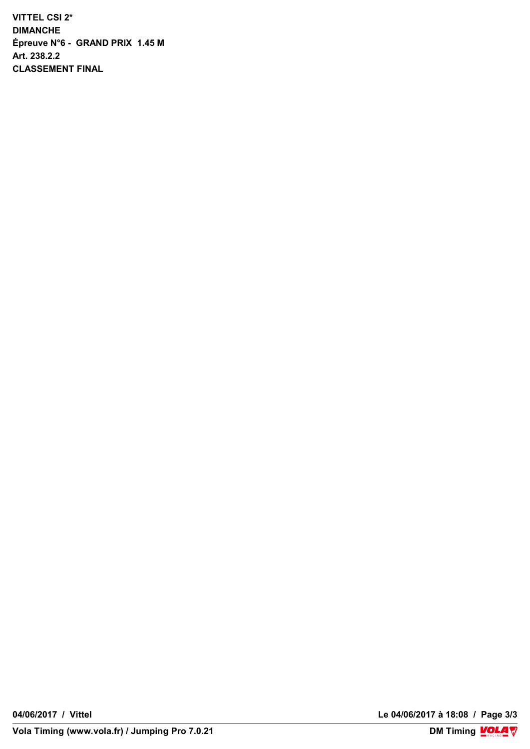**VITTEL CSI 2***
**DIMANCHE**
**Épreuve N°6 -  GRAND PRIX  1.45 M**
**Art. 238.2.2**
**CLASSEMENT FINAL**